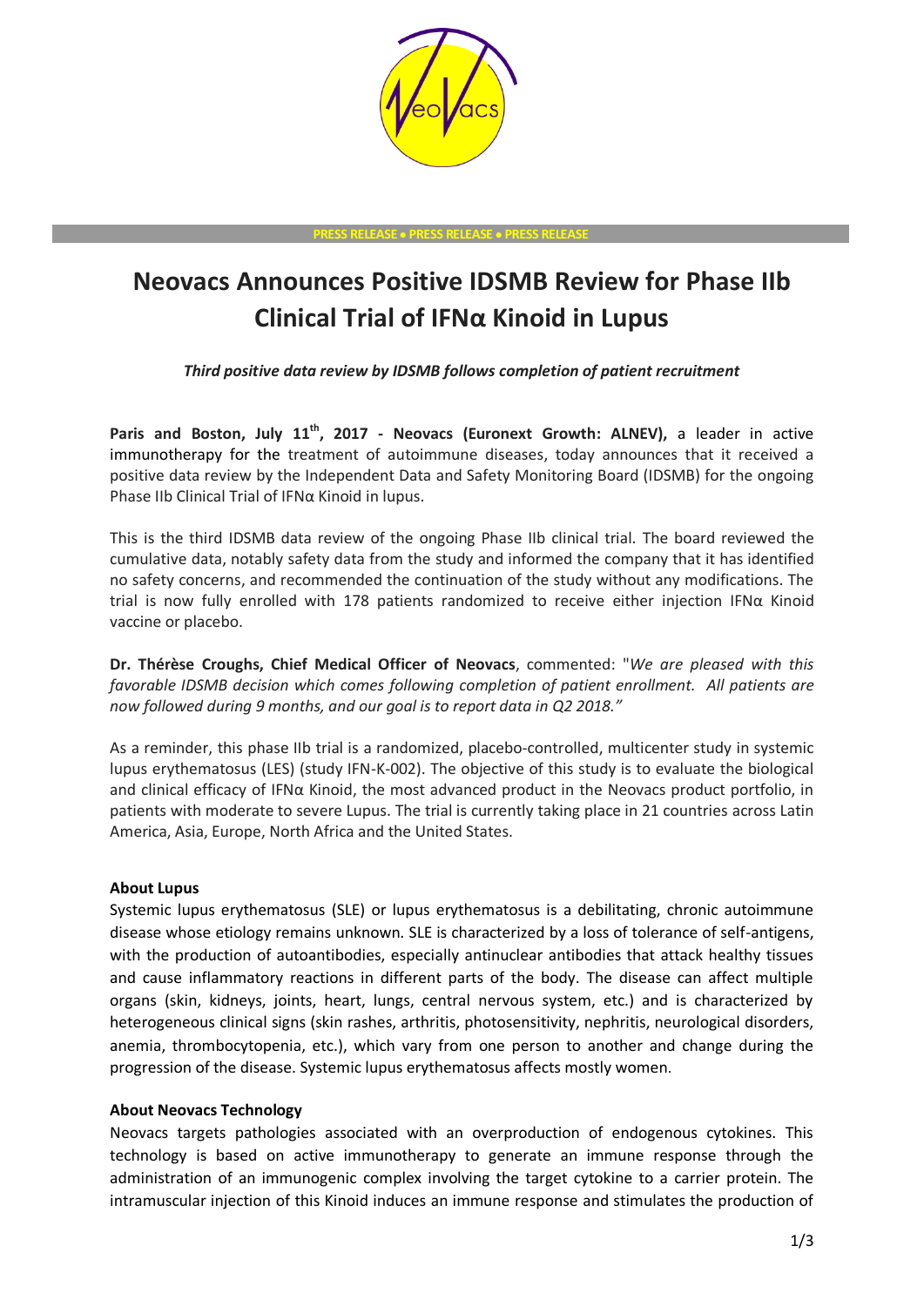PRESS RELEASE • PRESS RELEASE • PRESS RELEASE

# Neovacs Announces Positive IDSMB Review for Phase IIb Clinical Trial of IFNα Kinoid in Lupus

***Third positive data review by IDSMB follows completion of patient recruitment***

**Paris and Boston, July 11th, 2017 - Neovacs (Euronext Growth: ALNEV),** a leader in active immunotherapy for the treatment of autoimmune diseases, today announces that it received a positive data review by the Independent Data and Safety Monitoring Board (IDSMB) for the ongoing Phase IIb Clinical Trial of IFNα Kinoid in lupus.

This is the third IDSMB data review of the ongoing Phase IIb clinical trial. The board reviewed the cumulative data, notably safety data from the study and informed the company that it has identified no safety concerns, and recommended the continuation of the study without any modifications. The trial is now fully enrolled with 178 patients randomized to receive either injection IFNα Kinoid vaccine or placebo.

**Dr. Thérèse Croughs, Chief Medical Officer of Neovacs**, commented: "*We are pleased with this favorable IDSMB decision which comes following completion of patient enrollment. All patients are now followed during 9 months, and our goal is to report data in Q2 2018."*

As a reminder, this phase IIb trial is a randomized, placebo-controlled, multicenter study in systemic lupus erythematosus (LES) (study IFN-K-002). The objective of this study is to evaluate the biological and clinical efficacy of IFNα Kinoid, the most advanced product in the Neovacs product portfolio, in patients with moderate to severe Lupus. The trial is currently taking place in 21 countries across Latin America, Asia, Europe, North Africa and the United States.

**About Lupus**

Systemic lupus erythematosus (SLE) or lupus erythematosus is a debilitating, chronic autoimmune disease whose etiology remains unknown. SLE is characterized by a loss of tolerance of self-antigens, with the production of autoantibodies, especially antinuclear antibodies that attack healthy tissues and cause inflammatory reactions in different parts of the body. The disease can affect multiple organs (skin, kidneys, joints, heart, lungs, central nervous system, etc.) and is characterized by heterogeneous clinical signs (skin rashes, arthritis, photosensitivity, nephritis, neurological disorders, anemia, thrombocytopenia, etc.), which vary from one person to another and change during the progression of the disease. Systemic lupus erythematosus affects mostly women.

**About Neovacs Technology**

Neovacs targets pathologies associated with an overproduction of endogenous cytokines. This technology is based on active immunotherapy to generate an immune response through the administration of an immunogenic complex involving the target cytokine to a carrier protein. The intramuscular injection of this Kinoid induces an immune response and stimulates the production of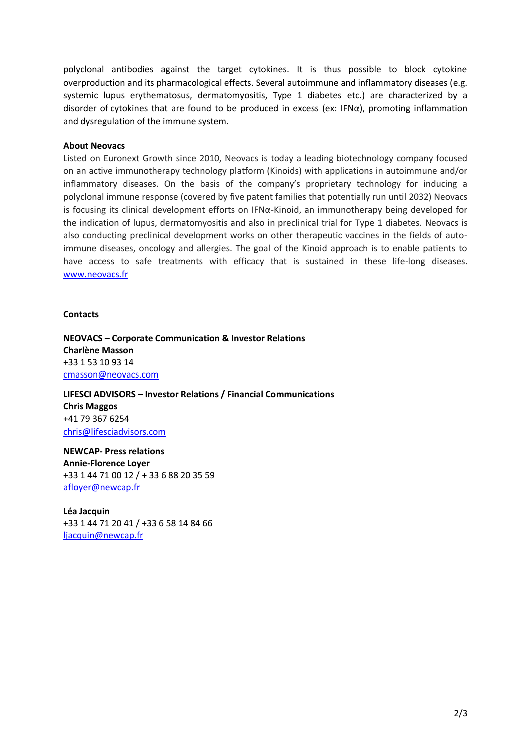polyclonal antibodies against the target cytokines. It is thus possible to block cytokine overproduction and its pharmacological effects. Several autoimmune and inflammatory diseases (e.g. systemic lupus erythematosus, dermatomyositis, Type 1 diabetes etc.) are characterized by a disorder of cytokines that are found to be produced in excess (ex: IFNα), promoting inflammation and dysregulation of the immune system.

**About Neovacs**

Listed on Euronext Growth since 2010, Neovacs is today a leading biotechnology company focused on an active immunotherapy technology platform (Kinoids) with applications in autoimmune and/or inflammatory diseases. On the basis of the company's proprietary technology for inducing a polyclonal immune response (covered by five patent families that potentially run until 2032) Neovacs is focusing its clinical development efforts on IFNα-Kinoid, an immunotherapy being developed for the indication of lupus, dermatomyositis and also in preclinical trial for Type 1 diabetes. Neovacs is also conducting preclinical development works on other therapeutic vaccines in the fields of auto-immune diseases, oncology and allergies. The goal of the Kinoid approach is to enable patients to have access to safe treatments with efficacy that is sustained in these life-long diseases. www.neovacs.fr

**Contacts**

**NEOVACS – Corporate Communication & Investor Relations**
**Charlène Masson**
+33 1 53 10 93 14
cmasson@neovacs.com

**LIFESCI ADVISORS – Investor Relations / Financial Communications**
**Chris Maggos**
+41 79 367 6254
chris@lifesciadvisors.com

**NEWCAP- Press relations**
**Annie-Florence Loyer**
+33 1 44 71 00 12 / + 33 6 88 20 35 59
afloyer@newcap.fr

**Léa Jacquin**
+33 1 44 71 20 41 / +33 6 58 14 84 66
ljacquin@newcap.fr